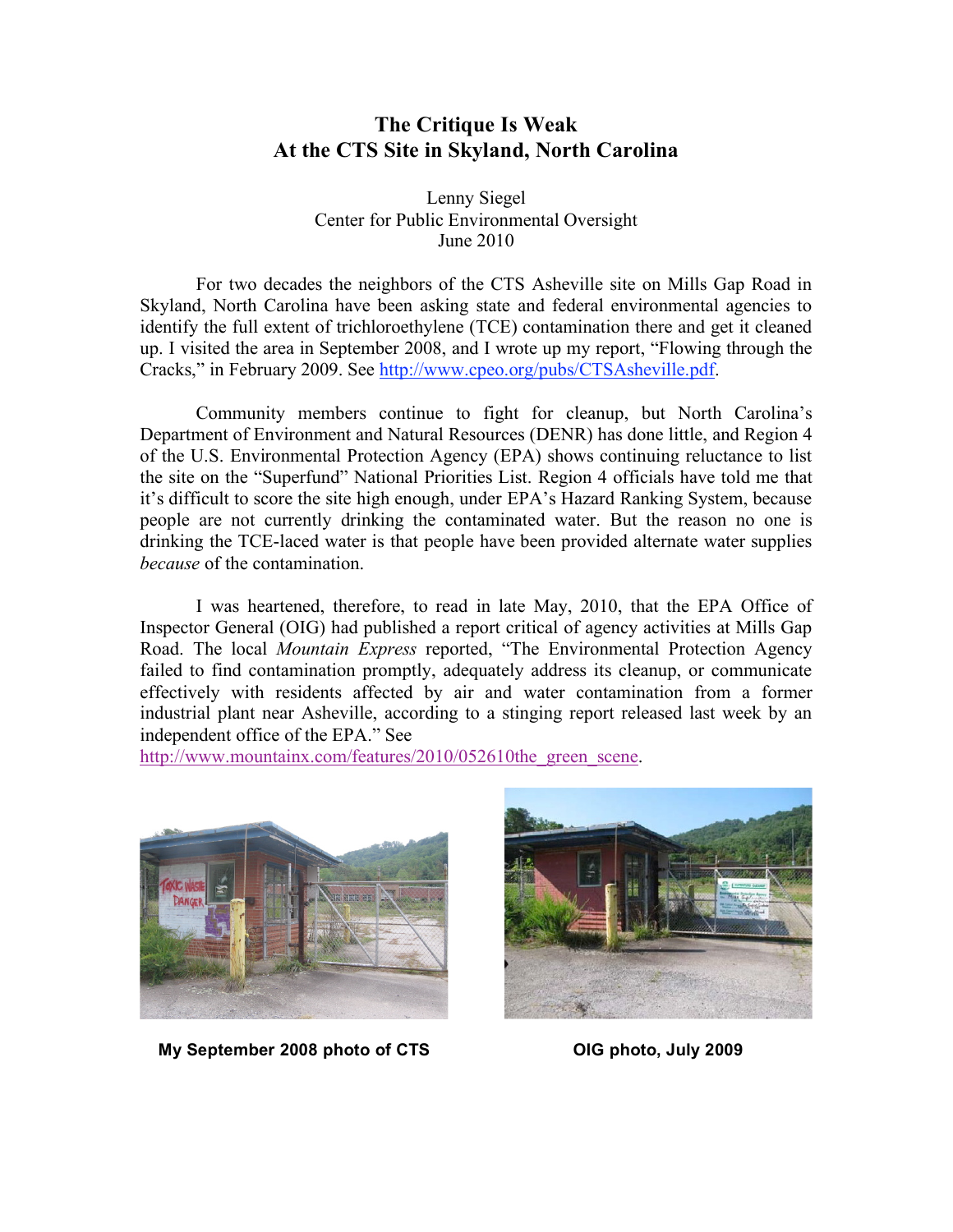# The Critique Is Weak
# At the CTS Site in Skyland, North Carolina

Lenny Siegel
Center for Public Environmental Oversight
June 2010

For two decades the neighbors of the CTS Asheville site on Mills Gap Road in Skyland, North Carolina have been asking state and federal environmental agencies to identify the full extent of trichloroethylene (TCE) contamination there and get it cleaned up. I visited the area in September 2008, and I wrote up my report, "Flowing through the Cracks," in February 2009. See http://www.cpeo.org/pubs/CTSAsheville.pdf.

Community members continue to fight for cleanup, but North Carolina's Department of Environment and Natural Resources (DENR) has done little, and Region 4 of the U.S. Environmental Protection Agency (EPA) shows continuing reluctance to list the site on the "Superfund" National Priorities List. Region 4 officials have told me that it's difficult to score the site high enough, under EPA's Hazard Ranking System, because people are not currently drinking the contaminated water. But the reason no one is drinking the TCE-laced water is that people have been provided alternate water supplies *because* of the contamination.

I was heartened, therefore, to read in late May, 2010, that the EPA Office of Inspector General (OIG) had published a report critical of agency activities at Mills Gap Road. The local *Mountain Express* reported, "The Environmental Protection Agency failed to find contamination promptly, adequately address its cleanup, or communicate effectively with residents affected by air and water contamination from a former industrial plant near Asheville, according to a stinging report released last week by an independent office of the EPA." See http://www.mountainx.com/features/2010/052610the_green_scene.

**My September 2008 photo of CTS**

**OIG photo, July 2009**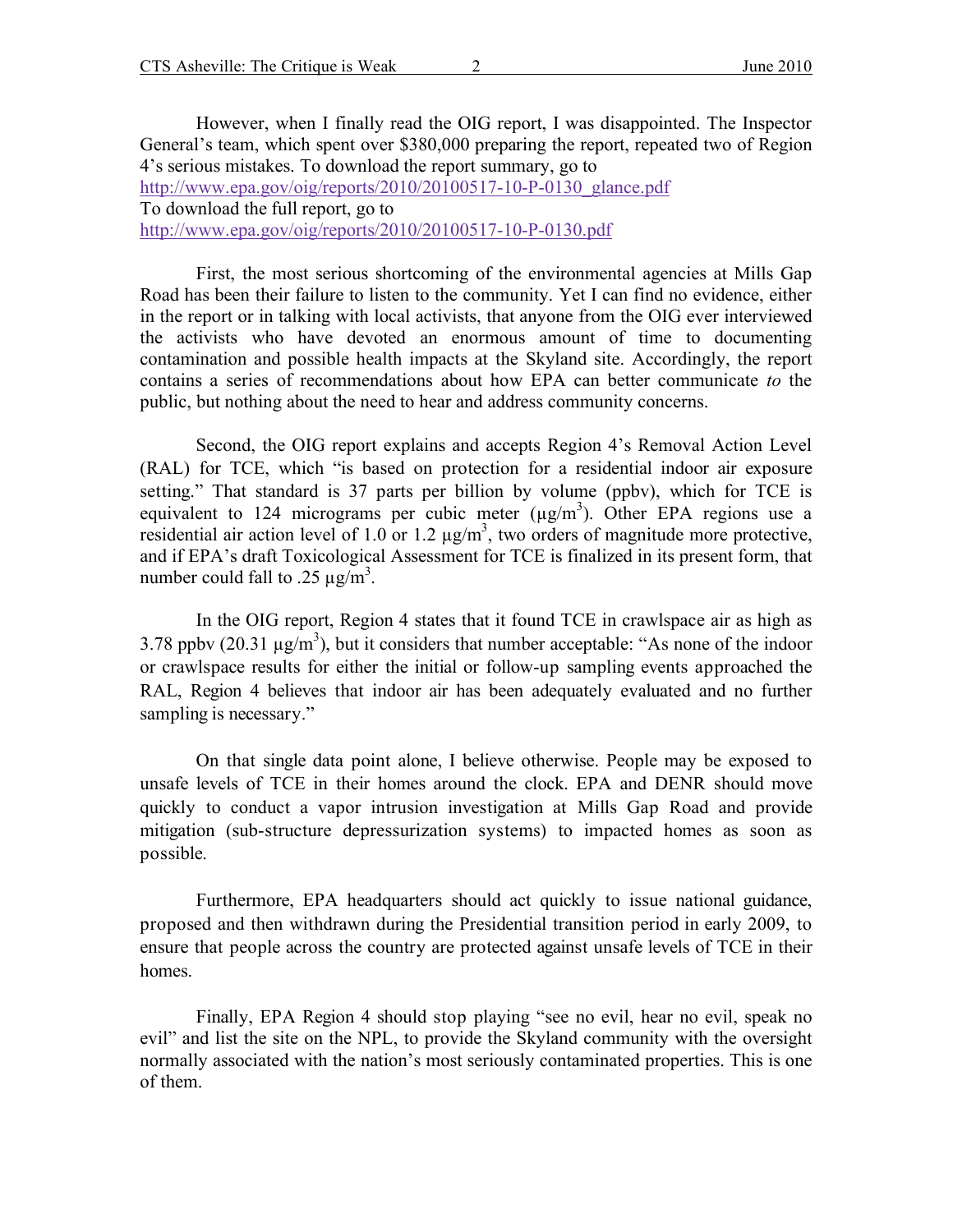However, when I finally read the OIG report, I was disappointed. The Inspector General's team, which spent over $380,000 preparing the report, repeated two of Region 4's serious mistakes. To download the report summary, go to
http://www.epa.gov/oig/reports/2010/20100517-10-P-0130_glance.pdf
To download the full report, go to
http://www.epa.gov/oig/reports/2010/20100517-10-P-0130.pdf

First, the most serious shortcoming of the environmental agencies at Mills Gap Road has been their failure to listen to the community. Yet I can find no evidence, either in the report or in talking with local activists, that anyone from the OIG ever interviewed the activists who have devoted an enormous amount of time to documenting contamination and possible health impacts at the Skyland site. Accordingly, the report contains a series of recommendations about how EPA can better communicate *to* the public, but nothing about the need to hear and address community concerns.

Second, the OIG report explains and accepts Region 4's Removal Action Level (RAL) for TCE, which "is based on protection for a residential indoor air exposure setting." That standard is 37 parts per billion by volume (ppbv), which for TCE is equivalent to 124 micrograms per cubic meter ($\mu g/m^3$). Other EPA regions use a residential air action level of 1.0 or 1.2 $\mu g/m^3$, two orders of magnitude more protective, and if EPA's draft Toxicological Assessment for TCE is finalized in its present form, that number could fall to .25 $\mu g/m^3$.

In the OIG report, Region 4 states that it found TCE in crawlspace air as high as 3.78 ppbv (20.31 $\mu g/m^3$), but it considers that number acceptable: "As none of the indoor or crawlspace results for either the initial or follow-up sampling events approached the RAL, Region 4 believes that indoor air has been adequately evaluated and no further sampling is necessary."

On that single data point alone, I believe otherwise. People may be exposed to unsafe levels of TCE in their homes around the clock. EPA and DENR should move quickly to conduct a vapor intrusion investigation at Mills Gap Road and provide mitigation (sub-structure depressurization systems) to impacted homes as soon as possible.

Furthermore, EPA headquarters should act quickly to issue national guidance, proposed and then withdrawn during the Presidential transition period in early 2009, to ensure that people across the country are protected against unsafe levels of TCE in their homes.

Finally, EPA Region 4 should stop playing "see no evil, hear no evil, speak no evil" and list the site on the NPL, to provide the Skyland community with the oversight normally associated with the nation's most seriously contaminated properties. This is one of them.